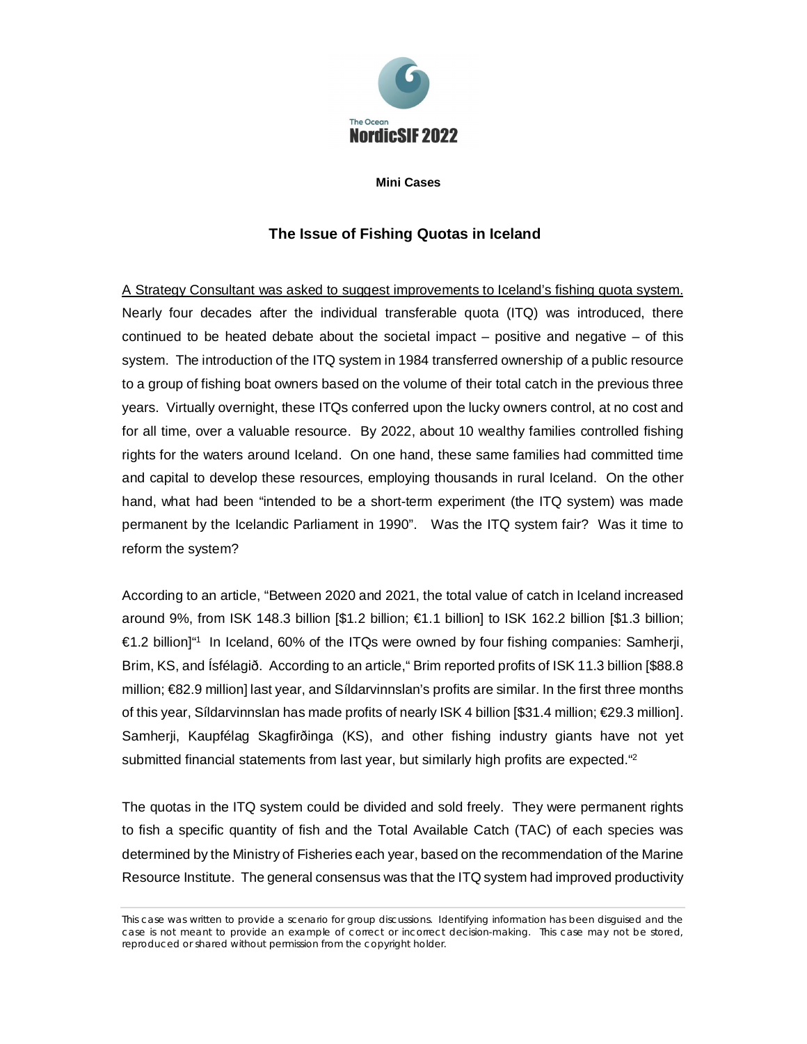The Ocean
NordicSIF 2022

**Mini Cases**

## The Issue of Fishing Quotas in Iceland

<u>A Strategy Consultant was asked to suggest improvements to Iceland's fishing quota system.</u> Nearly four decades after the individual transferable quota (ITQ) was introduced, there continued to be heated debate about the societal impact – positive and negative – of this system. The introduction of the ITQ system in 1984 transferred ownership of a public resource to a group of fishing boat owners based on the volume of their total catch in the previous three years. Virtually overnight, these ITQs conferred upon the lucky owners control, at no cost and for all time, over a valuable resource. By 2022, about 10 wealthy families controlled fishing rights for the waters around Iceland. On one hand, these same families had committed time and capital to develop these resources, employing thousands in rural Iceland. On the other hand, what had been "intended to be a short-term experiment (the ITQ system) was made permanent by the Icelandic Parliament in 1990". Was the ITQ system fair? Was it time to reform the system?

According to an article, "Between 2020 and 2021, the total value of catch in Iceland increased around 9%, from ISK 148.3 billion [$1.2 billion; €1.1 billion] to ISK 162.2 billion [$1.3 billion; €1.2 billion]"[1] In Iceland, 60% of the ITQs were owned by four fishing companies: Samherji, Brim, KS, and Ísfélagið. According to an article," Brim reported profits of ISK 11.3 billion [$88.8 million; €82.9 million] last year, and Síldarvinnslan's profits are similar. In the first three months of this year, Síldarvinnslan has made profits of nearly ISK 4 billion [$31.4 million; €29.3 million]. Samherji, Kaupfélag Skagfirðinga (KS), and other fishing industry giants have not yet submitted financial statements from last year, but similarly high profits are expected."[2]

The quotas in the ITQ system could be divided and sold freely. They were permanent rights to fish a specific quantity of fish and the Total Available Catch (TAC) of each species was determined by the Ministry of Fisheries each year, based on the recommendation of the Marine Resource Institute. The general consensus was that the ITQ system had improved productivity

This case was written to provide a scenario for group discussions. Identifying information has been disguised and the case is not meant to provide an example of correct or incorrect decision-making. This case may not be stored, reproduced or shared without permission from the copyright holder.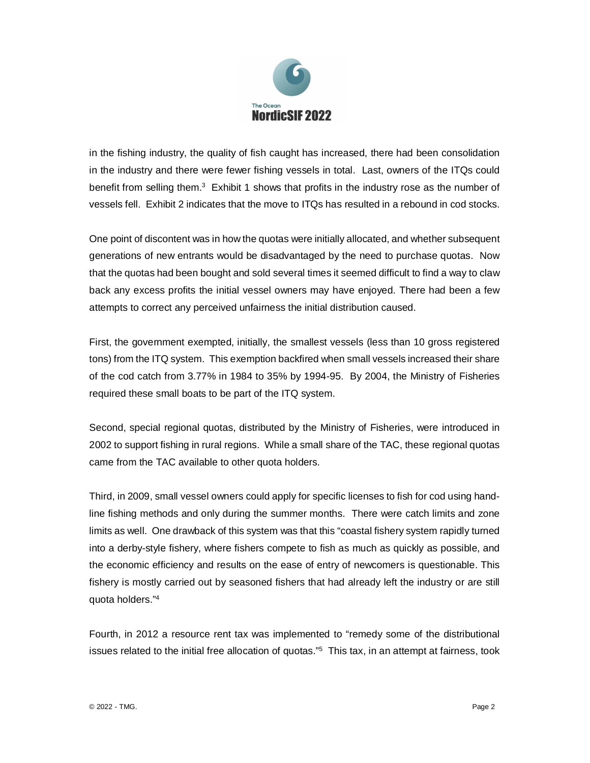in the fishing industry, the quality of fish caught has increased, there had been consolidation in the industry and there were fewer fishing vessels in total. Last, owners of the ITQs could benefit from selling them.[3] Exhibit 1 shows that profits in the industry rose as the number of vessels fell. Exhibit 2 indicates that the move to ITQs has resulted in a rebound in cod stocks.

One point of discontent was in how the quotas were initially allocated, and whether subsequent generations of new entrants would be disadvantaged by the need to purchase quotas. Now that the quotas had been bought and sold several times it seemed difficult to find a way to claw back any excess profits the initial vessel owners may have enjoyed. There had been a few attempts to correct any perceived unfairness the initial distribution caused.

First, the government exempted, initially, the smallest vessels (less than 10 gross registered tons) from the ITQ system. This exemption backfired when small vessels increased their share of the cod catch from 3.77% in 1984 to 35% by 1994-95. By 2004, the Ministry of Fisheries required these small boats to be part of the ITQ system.

Second, special regional quotas, distributed by the Ministry of Fisheries, were introduced in 2002 to support fishing in rural regions. While a small share of the TAC, these regional quotas came from the TAC available to other quota holders.

Third, in 2009, small vessel owners could apply for specific licenses to fish for cod using hand-line fishing methods and only during the summer months. There were catch limits and zone limits as well. One drawback of this system was that this "coastal fishery system rapidly turned into a derby-style fishery, where fishers compete to fish as much as quickly as possible, and the economic efficiency and results on the ease of entry of newcomers is questionable. This fishery is mostly carried out by seasoned fishers that had already left the industry or are still quota holders."[4]

Fourth, in 2012 a resource rent tax was implemented to "remedy some of the distributional issues related to the initial free allocation of quotas."[5] This tax, in an attempt at fairness, took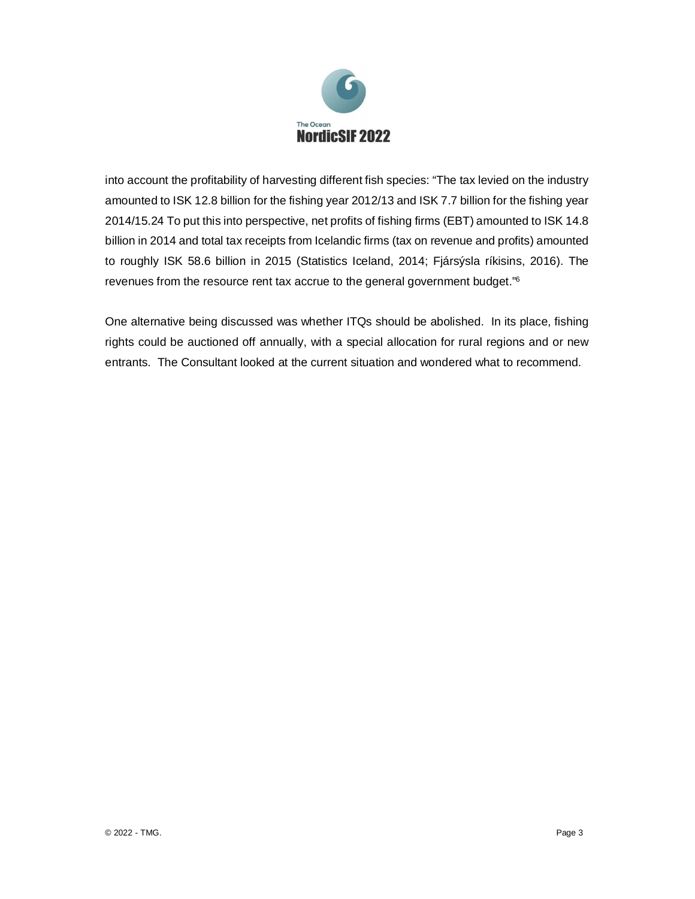into account the profitability of harvesting different fish species: "The tax levied on the industry amounted to ISK 12.8 billion for the fishing year 2012/13 and ISK 7.7 billion for the fishing year 2014/15.24 To put this into perspective, net profits of fishing firms (EBT) amounted to ISK 14.8 billion in 2014 and total tax receipts from Icelandic firms (tax on revenue and profits) amounted to roughly ISK 58.6 billion in 2015 (Statistics Iceland, 2014; Fjársýsla ríkisins, 2016). The revenues from the resource rent tax accrue to the general government budget."[6]

One alternative being discussed was whether ITQs should be abolished. In its place, fishing rights could be auctioned off annually, with a special allocation for rural regions and or new entrants. The Consultant looked at the current situation and wondered what to recommend.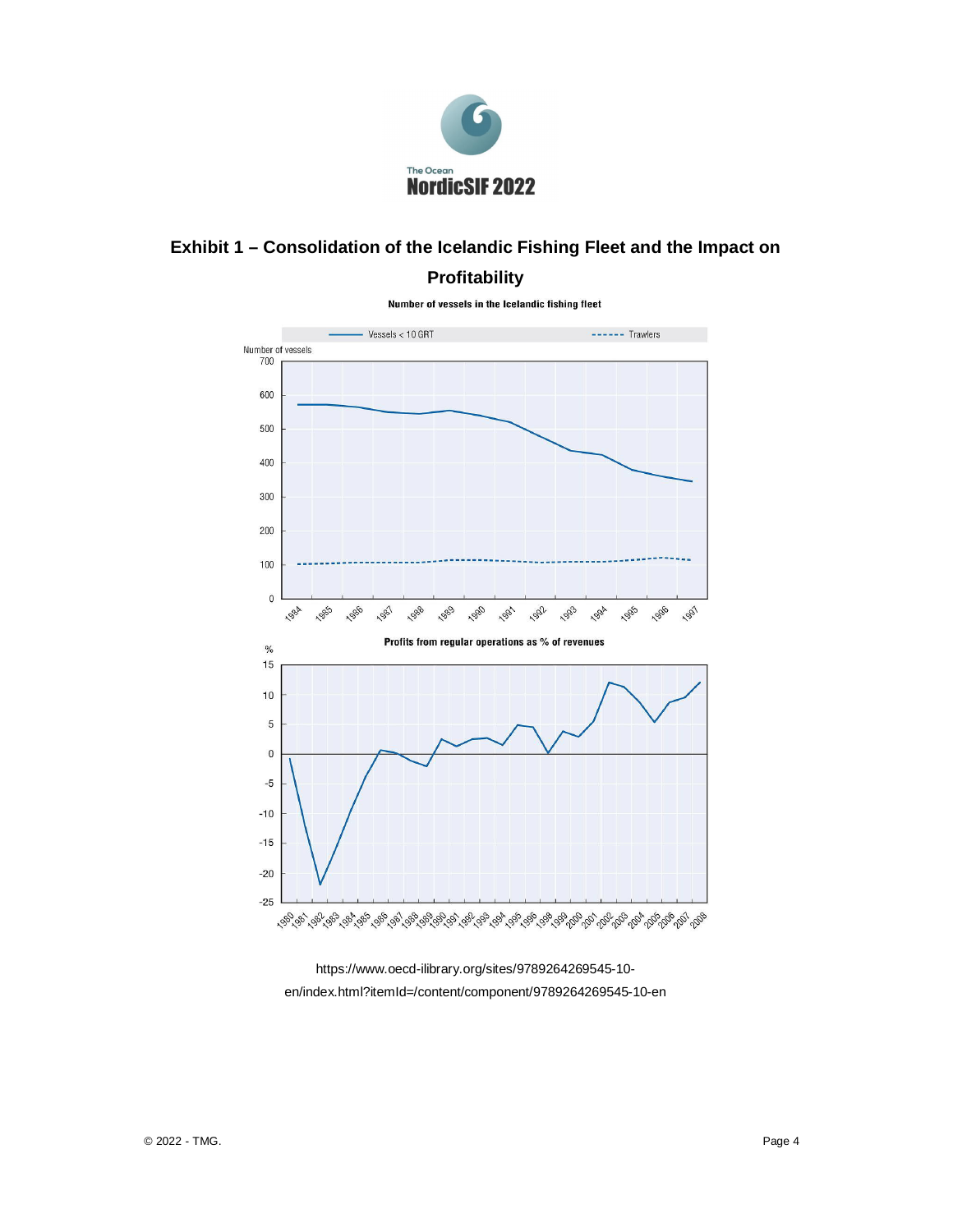# Exhibit 1 – Consolidation of the Icelandic Fishing Fleet and the Impact on Profitability

**Number of vessels in the Icelandic fishing fleet**

**Profits from regular operations as % of revenues**

https://www.oecd-ilibrary.org/sites/9789264269545-10-en/index.html?itemId=/content/component/9789264269545-10-en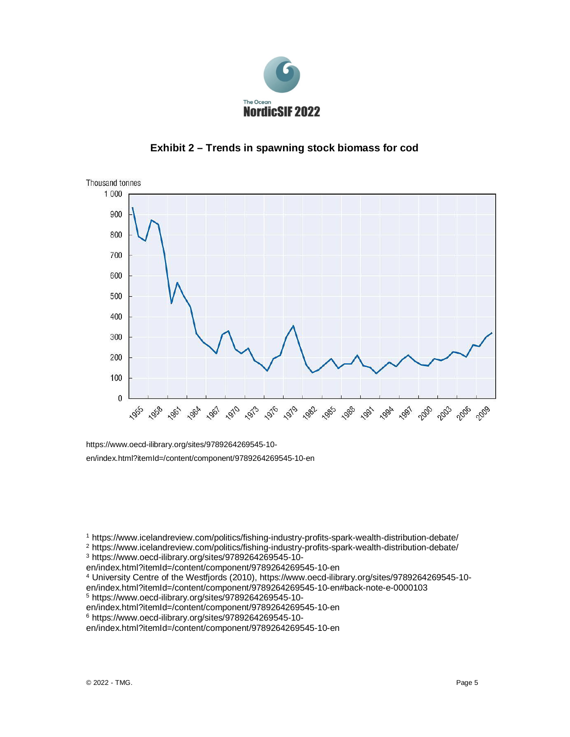The Ocean
NordicSIF 2022

**Exhibit 2 – Trends in spawning stock biomass for cod**

Thousand tonnes

1 000
900
800
700
600
500
400
300
200
100
0

1955 1958 1961 1964 1967 1970 1973 1976 1979 1982 1985 1988 1991 1994 1997 2000 2003 2006 2009

https://www.oecd-ilibrary.org/sites/9789264269545-10-en/index.html?itemId=/content/component/9789264269545-10-en

[1] https://www.icelandreview.com/politics/fishing-industry-profits-spark-wealth-distribution-debate/
[2] https://www.icelandreview.com/politics/fishing-industry-profits-spark-wealth-distribution-debate/
[3] https://www.oecd-ilibrary.org/sites/9789264269545-10-en/index.html?itemId=/content/component/9789264269545-10-en
[4] University Centre of the Westfjords (2010), https://www.oecd-ilibrary.org/sites/9789264269545-10-en/index.html?itemId=/content/component/9789264269545-10-en#back-note-e-0000103
[5] https://www.oecd-ilibrary.org/sites/9789264269545-10-en/index.html?itemId=/content/component/9789264269545-10-en
[6] https://www.oecd-ilibrary.org/sites/9789264269545-10-en/index.html?itemId=/content/component/9789264269545-10-en

© 2022 - TMG.